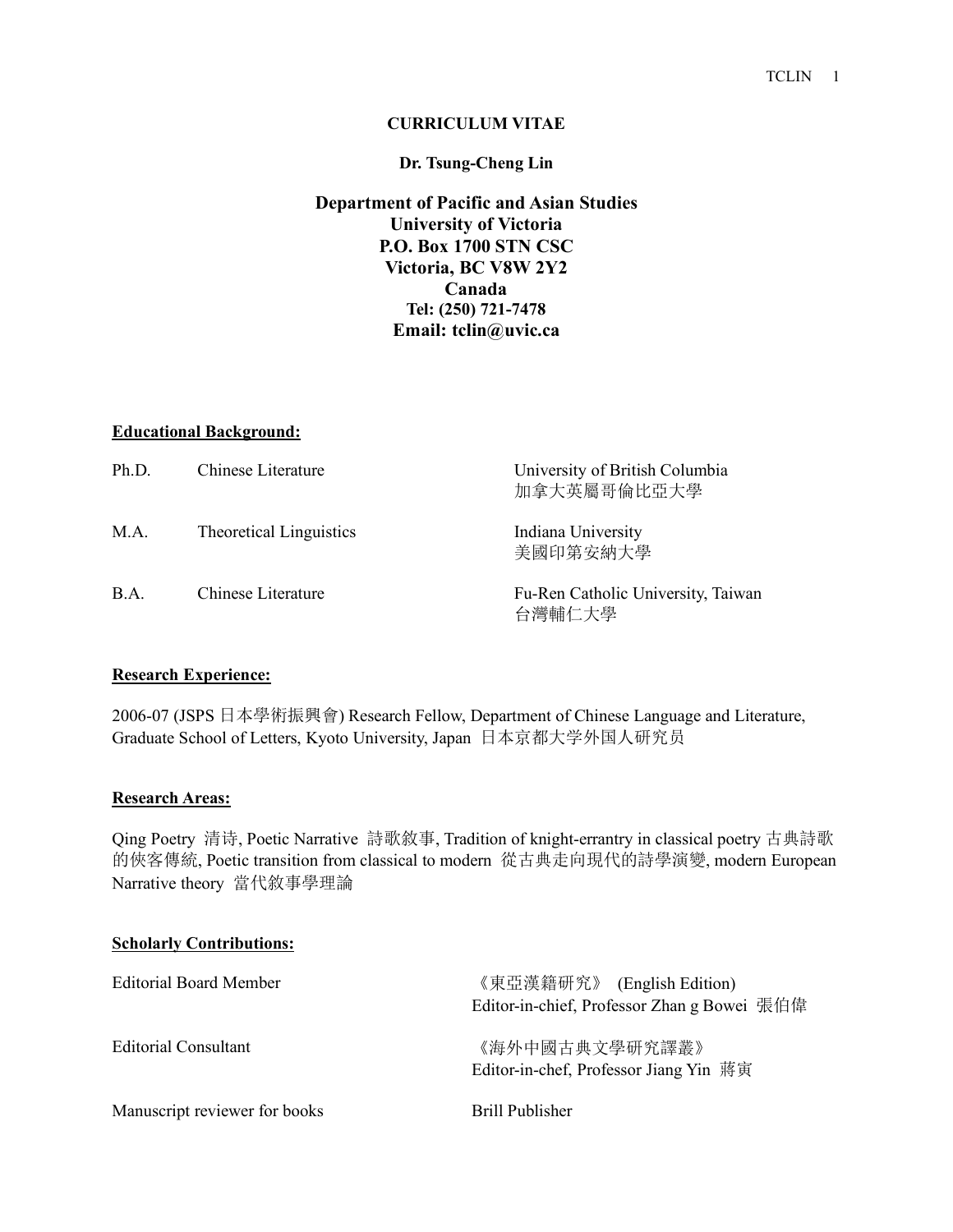# CURRICULUM VITAE

**Dr. Tsung-Cheng Lin**

**Department of Pacific and Asian Studies**
**University of Victoria**
**P.O. Box 1700 STN CSC**
**Victoria, BC V8W 2Y2**
**Canada**
**Tel: (250) 721-7478**
**Email: tclin@uvic.ca**

## Educational Background:

| | | |
|---|---|---|
| Ph.D. | Chinese Literature | University of British Columbia 加拿大英屬哥倫比亞大學 |
| M.A. | Theoretical Linguistics | Indiana University 美國印第安納大學 |
| B.A. | Chinese Literature | Fu-Ren Catholic University, Taiwan 台灣輔仁大學 |

## Research Experience:

2006-07 (JSPS 日本學術振興會) Research Fellow, Department of Chinese Language and Literature, Graduate School of Letters, Kyoto University, Japan 日本京都大学外国人研究员

## Research Areas:

Qing Poetry 清诗, Poetic Narrative 詩歌敘事, Tradition of knight-errantry in classical poetry 古典詩歌的俠客傳統, Poetic transition from classical to modern 從古典走向現代的詩學演變, modern European Narrative theory 當代敘事學理論

## Scholarly Contributions:

| | |
|---|---|
| Editorial Board Member | 《東亞漢籍研究》 (English Edition) Editor-in-chief, Professor Zhan g Bowei 張伯偉 |
| Editorial Consultant | 《海外中國古典文學研究譯叢》 Editor-in-chef, Professor Jiang Yin 蔣寅 |
| Manuscript reviewer for books | Brill Publisher |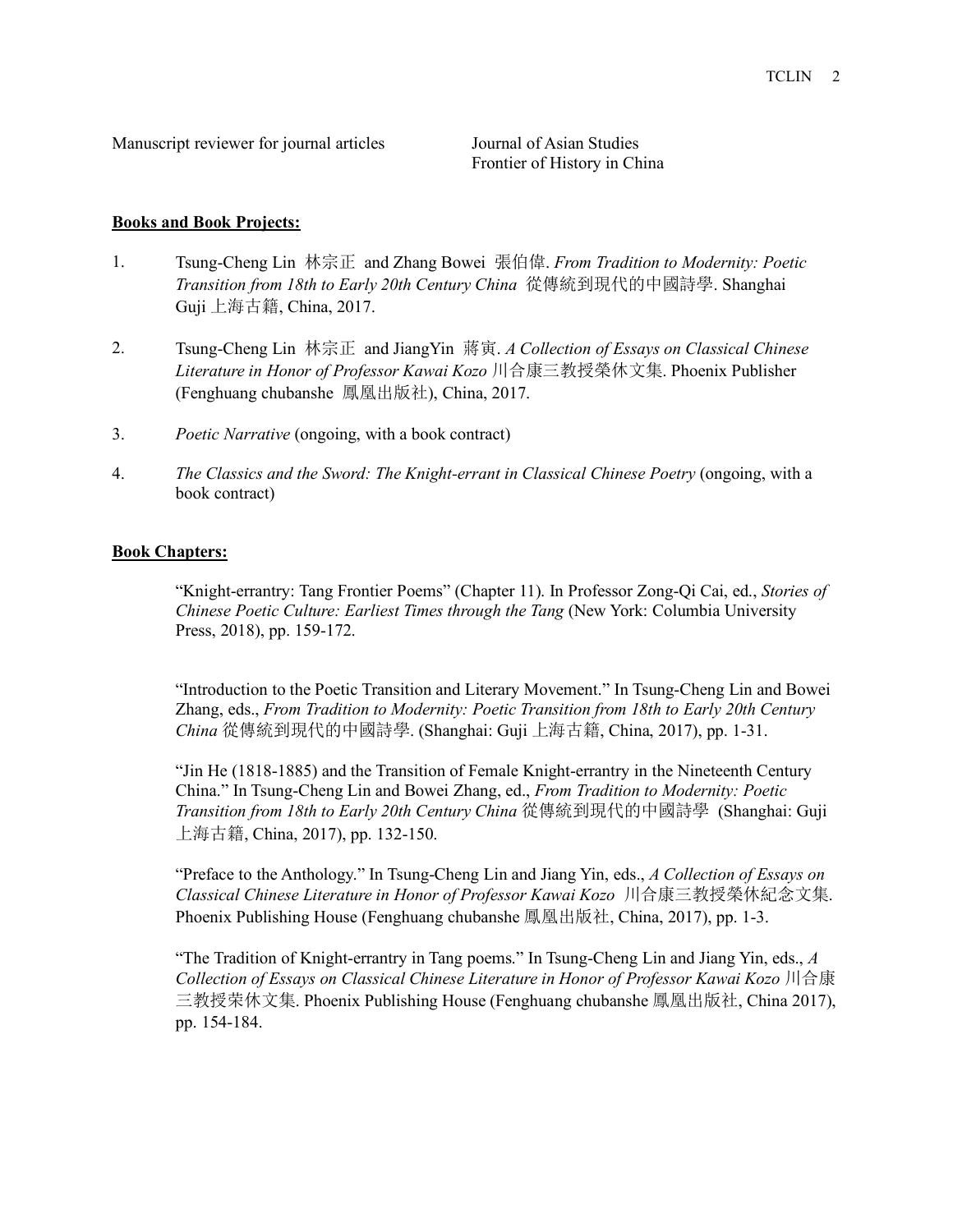Manuscript reviewer for journal articles Journal of Asian Studies
Frontier of History in China

**Books and Book Projects:**

1. Tsung-Cheng Lin 林宗正 and Zhang Bowei 張伯偉. *From Tradition to Modernity: Poetic Transition from 18th to Early 20th Century China* 從傳統到現代的中國詩學. Shanghai Guji 上海古籍, China, 2017.

2. Tsung-Cheng Lin 林宗正 and JiangYin 蔣寅. *A Collection of Essays on Classical Chinese Literature in Honor of Professor Kawai Kozo* 川合康三教授榮休文集. Phoenix Publisher (Fenghuang chubanshe 鳳凰出版社), China, 2017.

3. *Poetic Narrative* (ongoing, with a book contract)

4. *The Classics and the Sword: The Knight-errant in Classical Chinese Poetry* (ongoing, with a book contract)

**Book Chapters:**

"Knight-errantry: Tang Frontier Poems" (Chapter 11). In Professor Zong-Qi Cai, ed., *Stories of Chinese Poetic Culture: Earliest Times through the Tang* (New York: Columbia University Press, 2018), pp. 159-172.

"Introduction to the Poetic Transition and Literary Movement." In Tsung-Cheng Lin and Bowei Zhang, eds., *From Tradition to Modernity: Poetic Transition from 18th to Early 20th Century China* 從傳統到現代的中國詩學. (Shanghai: Guji 上海古籍, China, 2017), pp. 1-31.

"Jin He (1818-1885) and the Transition of Female Knight-errantry in the Nineteenth Century China." In Tsung-Cheng Lin and Bowei Zhang, ed., *From Tradition to Modernity: Poetic Transition from 18th to Early 20th Century China* 從傳統到現代的中國詩學 (Shanghai: Guji 上海古籍, China, 2017), pp. 132-150.

"Preface to the Anthology." In Tsung-Cheng Lin and Jiang Yin, eds., *A Collection of Essays on Classical Chinese Literature in Honor of Professor Kawai Kozo* 川合康三教授榮休紀念文集. Phoenix Publishing House (Fenghuang chubanshe 鳳凰出版社, China, 2017), pp. 1-3.

"The Tradition of Knight-errantry in Tang poems." In Tsung-Cheng Lin and Jiang Yin, eds., *A Collection of Essays on Classical Chinese Literature in Honor of Professor Kawai Kozo* 川合康三教授荣休文集. Phoenix Publishing House (Fenghuang chubanshe 鳳凰出版社, China 2017), pp. 154-184.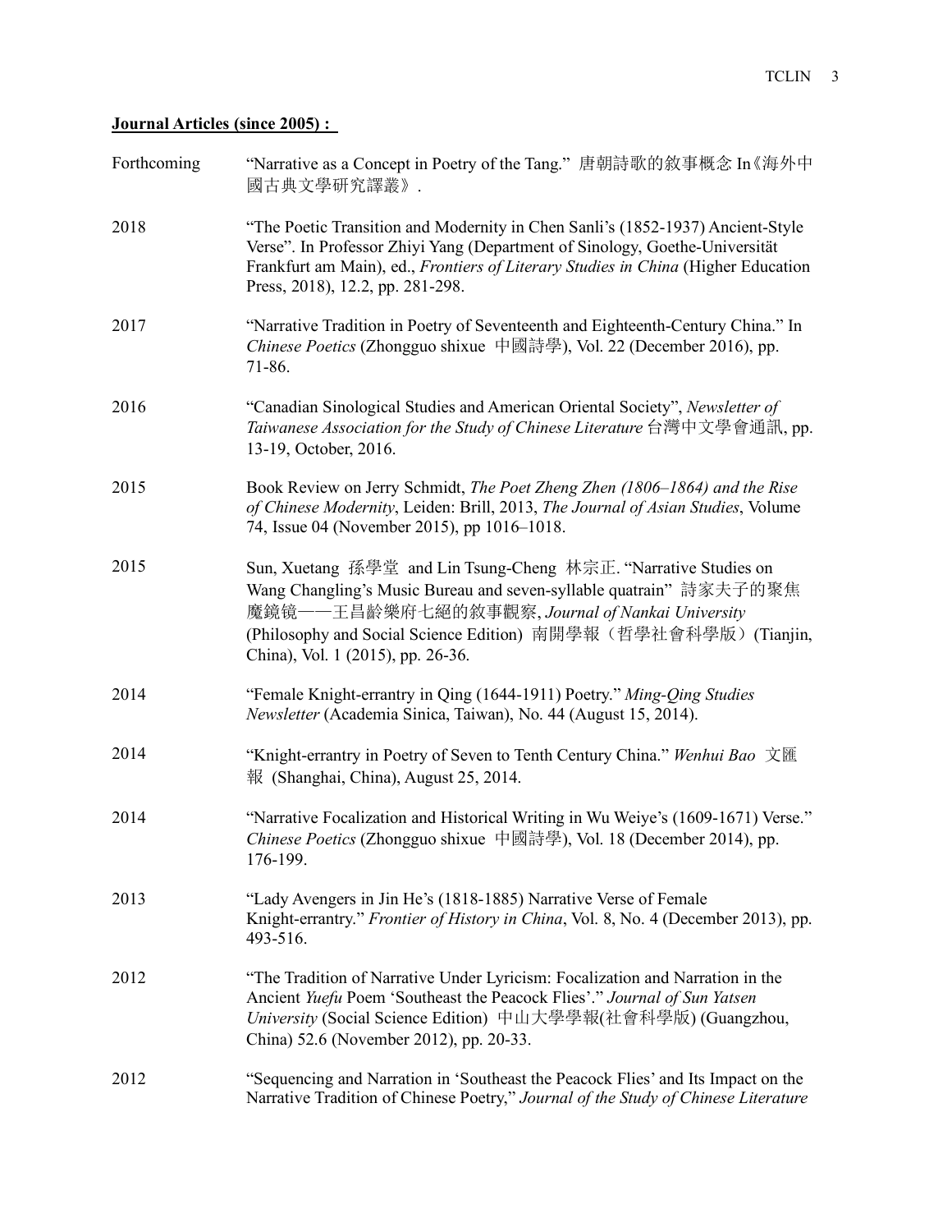**Journal Articles (since 2005) :**

Forthcoming — "Narrative as a Concept in Poetry of the Tang." 唐朝詩歌的敘事概念 In《海外中國古典文學研究譯叢》.

2018 — "The Poetic Transition and Modernity in Chen Sanli's (1852-1937) Ancient-Style Verse". In Professor Zhiyi Yang (Department of Sinology, Goethe-Universität Frankfurt am Main), ed., *Frontiers of Literary Studies in China* (Higher Education Press, 2018), 12.2, pp. 281-298.

2017 — "Narrative Tradition in Poetry of Seventeenth and Eighteenth-Century China." In *Chinese Poetics* (Zhongguo shixue 中國詩學), Vol. 22 (December 2016), pp. 71-86.

2016 — "Canadian Sinological Studies and American Oriental Society", *Newsletter of Taiwanese Association for the Study of Chinese Literature* 台灣中文學會通訊, pp. 13-19, October, 2016.

2015 — Book Review on Jerry Schmidt, *The Poet Zheng Zhen (1806–1864) and the Rise of Chinese Modernity*, Leiden: Brill, 2013, *The Journal of Asian Studies*, Volume 74, Issue 04 (November 2015), pp 1016–1018.

2015 — Sun, Xuetang 孫學堂 and Lin Tsung-Cheng 林宗正. "Narrative Studies on Wang Changling's Music Bureau and seven-syllable quatrain" 詩家夫子的聚焦魔鏡镜——王昌齡樂府七絕的敘事觀察, *Journal of Nankai University* (Philosophy and Social Science Edition) 南開學報（哲學社會科學版）(Tianjin, China), Vol. 1 (2015), pp. 26-36.

2014 — "Female Knight-errantry in Qing (1644-1911) Poetry." *Ming-Qing Studies Newsletter* (Academia Sinica, Taiwan), No. 44 (August 15, 2014).

2014 — "Knight-errantry in Poetry of Seven to Tenth Century China." *Wenhui Bao* 文匯報 (Shanghai, China), August 25, 2014.

2014 — "Narrative Focalization and Historical Writing in Wu Weiye's (1609-1671) Verse." *Chinese Poetics* (Zhongguo shixue 中國詩學), Vol. 18 (December 2014), pp. 176-199.

2013 — "Lady Avengers in Jin He's (1818-1885) Narrative Verse of Female Knight-errantry." *Frontier of History in China*, Vol. 8, No. 4 (December 2013), pp. 493-516.

2012 — "The Tradition of Narrative Under Lyricism: Focalization and Narration in the Ancient *Yuefu* Poem 'Southeast the Peacock Flies'." *Journal of Sun Yatsen University* (Social Science Edition) 中山大學學報(社會科學版) (Guangzhou, China) 52.6 (November 2012), pp. 20-33.

2012 — "Sequencing and Narration in 'Southeast the Peacock Flies' and Its Impact on the Narrative Tradition of Chinese Poetry," *Journal of the Study of Chinese Literature*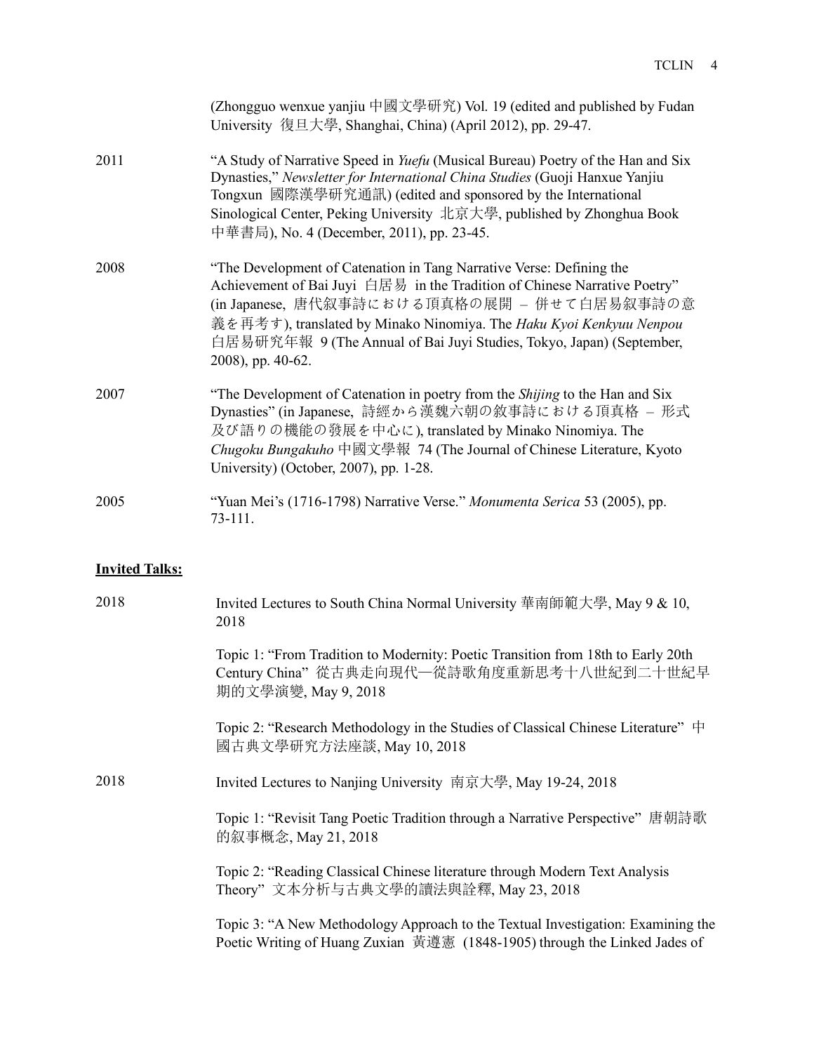(Zhongguo wenxue yanjiu 中國文學研究) Vol. 19 (edited and published by Fudan University 復旦大學, Shanghai, China) (April 2012), pp. 29-47.

2011 "A Study of Narrative Speed in *Yuefu* (Musical Bureau) Poetry of the Han and Six Dynasties," *Newsletter for International China Studies* (Guoji Hanxue Yanjiu Tongxun 國際漢學研究通訊) (edited and sponsored by the International Sinological Center, Peking University 北京大學, published by Zhonghua Book 中華書局), No. 4 (December, 2011), pp. 23-45.

2008 "The Development of Catenation in Tang Narrative Verse: Defining the Achievement of Bai Juyi 白居易 in the Tradition of Chinese Narrative Poetry" (in Japanese, 唐代叙事詩における頂真格の展開 – 併せて白居易叙事詩の意義を再考す), translated by Minako Ninomiya. The *Haku Kyoi Kenkyuu Nenpou* 白居易研究年報 9 (The Annual of Bai Juyi Studies, Tokyo, Japan) (September, 2008), pp. 40-62.

2007 "The Development of Catenation in poetry from the *Shijing* to the Han and Six Dynasties" (in Japanese, 詩經から漢魏六朝の敘事詩における頂真格 – 形式及び語りの機能の發展を中心に), translated by Minako Ninomiya. The *Chugoku Bungakuho* 中國文學報 74 (The Journal of Chinese Literature, Kyoto University) (October, 2007), pp. 1-28.

2005 "Yuan Mei's (1716-1798) Narrative Verse." *Monumenta Serica* 53 (2005), pp. 73-111.

**Invited Talks:**

2018 Invited Lectures to South China Normal University 華南師範大學, May 9 & 10, 2018

Topic 1: "From Tradition to Modernity: Poetic Transition from 18th to Early 20th Century China" 從古典走向現代—從詩歌角度重新思考十八世紀到二十世紀早期的文學演變, May 9, 2018

Topic 2: "Research Methodology in the Studies of Classical Chinese Literature" 中國古典文學研究方法座談, May 10, 2018

2018 Invited Lectures to Nanjing University 南京大學, May 19-24, 2018

Topic 1: "Revisit Tang Poetic Tradition through a Narrative Perspective" 唐朝詩歌的叙事概念, May 21, 2018

Topic 2: "Reading Classical Chinese literature through Modern Text Analysis Theory" 文本分析与古典文學的讀法與詮釋, May 23, 2018

Topic 3: "A New Methodology Approach to the Textual Investigation: Examining the Poetic Writing of Huang Zuxian 黃遵憲 (1848-1905) through the Linked Jades of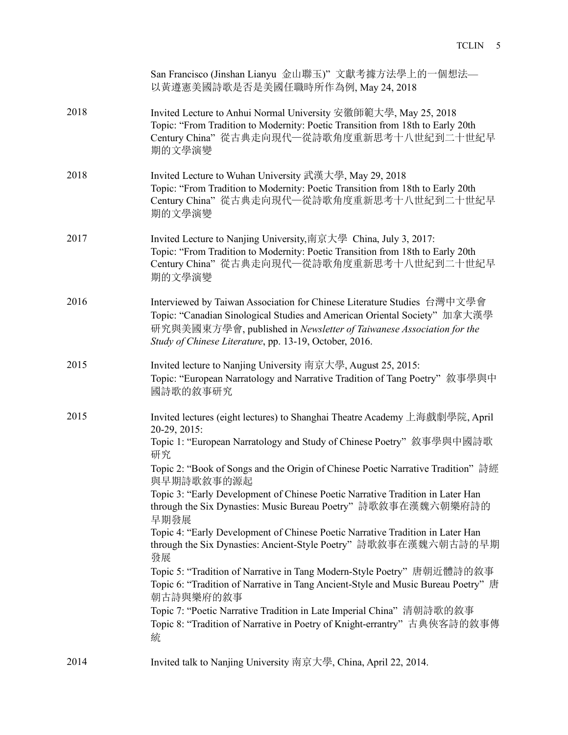San Francisco (Jinshan Lianyu 金山聯玉)" 文獻考據方法學上的一個想法—以黃遵憲美國詩歌是否是美國任職時所作為例, May 24, 2018

2018 Invited Lecture to Anhui Normal University 安徽師範大學, May 25, 2018
Topic: "From Tradition to Modernity: Poetic Transition from 18th to Early 20th Century China" 從古典走向現代—從詩歌角度重新思考十八世紀到二十世紀早期的文學演變

2018 Invited Lecture to Wuhan University 武漢大學, May 29, 2018
Topic: "From Tradition to Modernity: Poetic Transition from 18th to Early 20th Century China" 從古典走向現代—從詩歌角度重新思考十八世紀到二十世紀早期的文學演變

2017 Invited Lecture to Nanjing University,南京大學 China, July 3, 2017:
Topic: "From Tradition to Modernity: Poetic Transition from 18th to Early 20th Century China" 從古典走向現代—從詩歌角度重新思考十八世紀到二十世紀早期的文學演變

2016 Interviewed by Taiwan Association for Chinese Literature Studies 台灣中文學會
Topic: "Canadian Sinological Studies and American Oriental Society" 加拿大漢學研究與美國東方學會, published in *Newsletter of Taiwanese Association for the Study of Chinese Literature*, pp. 13-19, October, 2016.

2015 Invited lecture to Nanjing University 南京大學, August 25, 2015:
Topic: "European Narratology and Narrative Tradition of Tang Poetry" 敘事學與中國詩歌的敘事研究

2015 Invited lectures (eight lectures) to Shanghai Theatre Academy 上海戲劇學院, April 20-29, 2015:
Topic 1: "European Narratology and Study of Chinese Poetry" 敘事學與中國詩歌研究
Topic 2: "Book of Songs and the Origin of Chinese Poetic Narrative Tradition" 詩經與早期詩歌敘事的源起
Topic 3: "Early Development of Chinese Poetic Narrative Tradition in Later Han through the Six Dynasties: Music Bureau Poetry" 詩歌敘事在漢魏六朝樂府詩的早期發展
Topic 4: "Early Development of Chinese Poetic Narrative Tradition in Later Han through the Six Dynasties: Ancient-Style Poetry" 詩歌敘事在漢魏六朝古詩的早期發展
Topic 5: "Tradition of Narrative in Tang Modern-Style Poetry" 唐朝近體詩的敘事
Topic 6: "Tradition of Narrative in Tang Ancient-Style and Music Bureau Poetry" 唐朝古詩與樂府的敘事
Topic 7: "Poetic Narrative Tradition in Late Imperial China" 清朝詩歌的敘事
Topic 8: "Tradition of Narrative in Poetry of Knight-errantry" 古典俠客詩的敘事傳統

2014 Invited talk to Nanjing University 南京大學, China, April 22, 2014.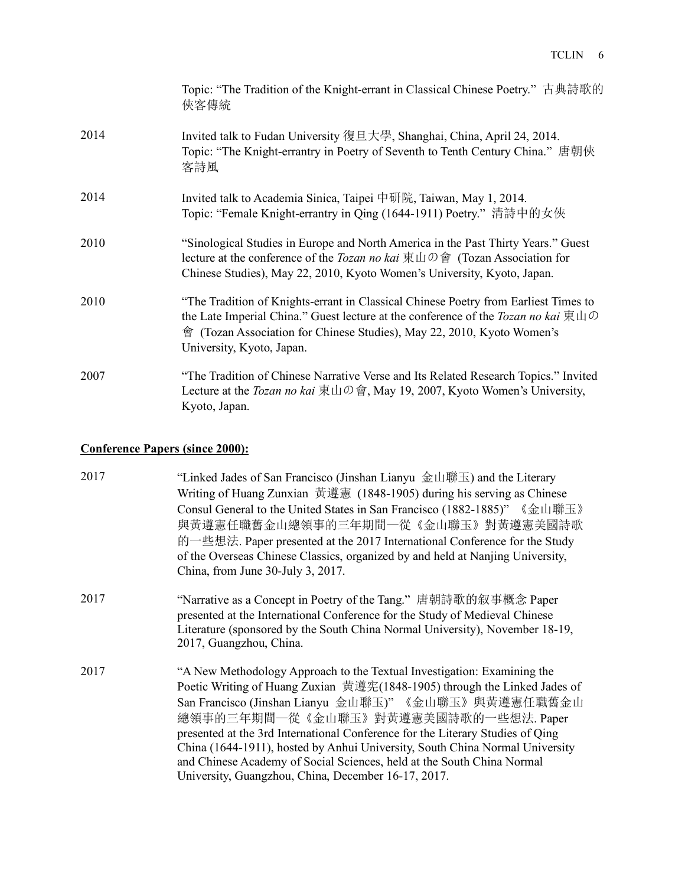Topic: "The Tradition of the Knight-errant in Classical Chinese Poetry." 古典詩歌的俠客傳統

2014 Invited talk to Fudan University 復旦大學, Shanghai, China, April 24, 2014. Topic: "The Knight-errantry in Poetry of Seventh to Tenth Century China." 唐朝俠客詩風

2014 Invited talk to Academia Sinica, Taipei 中研院, Taiwan, May 1, 2014. Topic: "Female Knight-errantry in Qing (1644-1911) Poetry." 清詩中的女俠

2010 "Sinological Studies in Europe and North America in the Past Thirty Years." Guest lecture at the conference of the *Tozan no kai* 東山の會 (Tozan Association for Chinese Studies), May 22, 2010, Kyoto Women's University, Kyoto, Japan.

2010 "The Tradition of Knights-errant in Classical Chinese Poetry from Earliest Times to the Late Imperial China." Guest lecture at the conference of the *Tozan no kai* 東山の會 (Tozan Association for Chinese Studies), May 22, 2010, Kyoto Women's University, Kyoto, Japan.

2007 "The Tradition of Chinese Narrative Verse and Its Related Research Topics." Invited Lecture at the *Tozan no kai* 東山の會, May 19, 2007, Kyoto Women's University, Kyoto, Japan.

**Conference Papers (since 2000):**

2017 "Linked Jades of San Francisco (Jinshan Lianyu 金山聯玉) and the Literary Writing of Huang Zunxian 黃遵憲 (1848-1905) during his serving as Chinese Consul General to the United States in San Francisco (1882-1885)" 《金山聯玉》與黃遵憲任職舊金山總領事的三年期間—從《金山聯玉》對黃遵憲美國詩歌的一些想法. Paper presented at the 2017 International Conference for the Study of the Overseas Chinese Classics, organized by and held at Nanjing University, China, from June 30-July 3, 2017.

2017 "Narrative as a Concept in Poetry of the Tang." 唐朝詩歌的叙事概念 Paper presented at the International Conference for the Study of Medieval Chinese Literature (sponsored by the South China Normal University), November 18-19, 2017, Guangzhou, China.

2017 "A New Methodology Approach to the Textual Investigation: Examining the Poetic Writing of Huang Zuxian 黃遵宪(1848-1905) through the Linked Jades of San Francisco (Jinshan Lianyu 金山聯玉)" 《金山聯玉》與黃遵憲任職舊金山總領事的三年期間—從《金山聯玉》對黃遵憲美國詩歌的一些想法. Paper presented at the 3rd International Conference for the Literary Studies of Qing China (1644-1911), hosted by Anhui University, South China Normal University and Chinese Academy of Social Sciences, held at the South China Normal University, Guangzhou, China, December 16-17, 2017.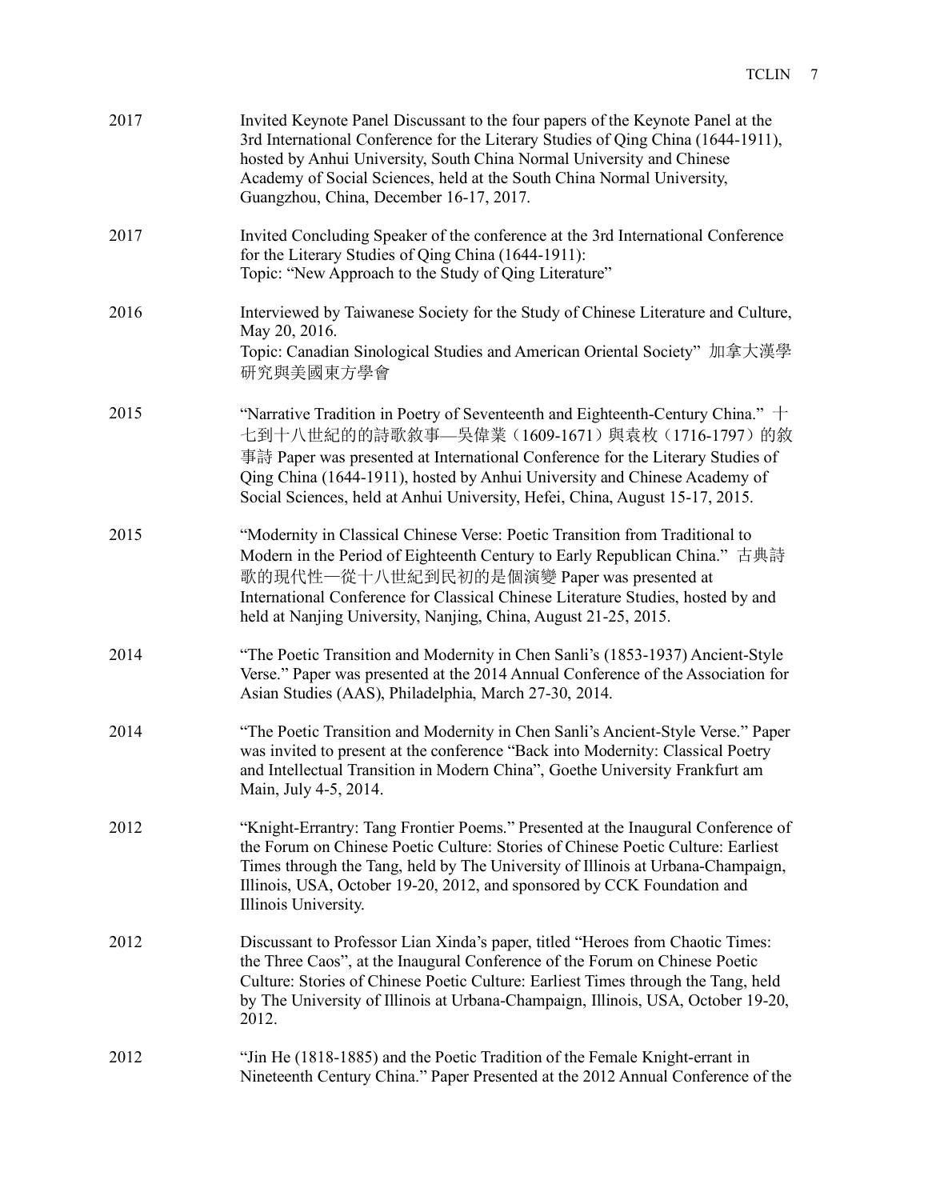2017 Invited Keynote Panel Discussant to the four papers of the Keynote Panel at the 3rd International Conference for the Literary Studies of Qing China (1644-1911), hosted by Anhui University, South China Normal University and Chinese Academy of Social Sciences, held at the South China Normal University, Guangzhou, China, December 16-17, 2017.

2017 Invited Concluding Speaker of the conference at the 3rd International Conference for the Literary Studies of Qing China (1644-1911): Topic: "New Approach to the Study of Qing Literature"

2016 Interviewed by Taiwanese Society for the Study of Chinese Literature and Culture, May 20, 2016. Topic: Canadian Sinological Studies and American Oriental Society" 加拿大漢學研究與美國東方學會

2015 "Narrative Tradition in Poetry of Seventeenth and Eighteenth-Century China." 十七到十八世紀的的詩歌敘事—吳偉業（1609-1671）與袁枚（1716-1797）的敘事詩 Paper was presented at International Conference for the Literary Studies of Qing China (1644-1911), hosted by Anhui University and Chinese Academy of Social Sciences, held at Anhui University, Hefei, China, August 15-17, 2015.

2015 "Modernity in Classical Chinese Verse: Poetic Transition from Traditional to Modern in the Period of Eighteenth Century to Early Republican China." 古典詩歌的現代性—從十八世紀到民初的是個演變 Paper was presented at International Conference for Classical Chinese Literature Studies, hosted by and held at Nanjing University, Nanjing, China, August 21-25, 2015.

2014 "The Poetic Transition and Modernity in Chen Sanli's (1853-1937) Ancient-Style Verse." Paper was presented at the 2014 Annual Conference of the Association for Asian Studies (AAS), Philadelphia, March 27-30, 2014.

2014 "The Poetic Transition and Modernity in Chen Sanli's Ancient-Style Verse." Paper was invited to present at the conference "Back into Modernity: Classical Poetry and Intellectual Transition in Modern China", Goethe University Frankfurt am Main, July 4-5, 2014.

2012 "Knight-Errantry: Tang Frontier Poems." Presented at the Inaugural Conference of the Forum on Chinese Poetic Culture: Stories of Chinese Poetic Culture: Earliest Times through the Tang, held by The University of Illinois at Urbana-Champaign, Illinois, USA, October 19-20, 2012, and sponsored by CCK Foundation and Illinois University.

2012 Discussant to Professor Lian Xinda's paper, titled "Heroes from Chaotic Times: the Three Caos", at the Inaugural Conference of the Forum on Chinese Poetic Culture: Stories of Chinese Poetic Culture: Earliest Times through the Tang, held by The University of Illinois at Urbana-Champaign, Illinois, USA, October 19-20, 2012.

2012 "Jin He (1818-1885) and the Poetic Tradition of the Female Knight-errant in Nineteenth Century China." Paper Presented at the 2012 Annual Conference of the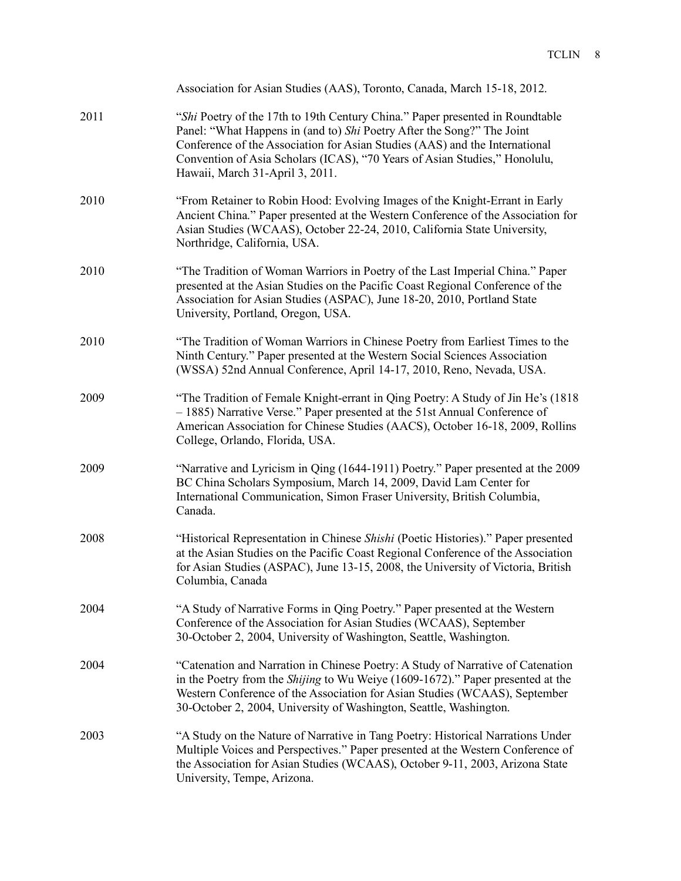Association for Asian Studies (AAS), Toronto, Canada, March 15-18, 2012.

2011 "*Shi* Poetry of the 17th to 19th Century China." Paper presented in Roundtable Panel: "What Happens in (and to) *Shi* Poetry After the Song?" The Joint Conference of the Association for Asian Studies (AAS) and the International Convention of Asia Scholars (ICAS), "70 Years of Asian Studies," Honolulu, Hawaii, March 31-April 3, 2011.

2010 "From Retainer to Robin Hood: Evolving Images of the Knight-Errant in Early Ancient China." Paper presented at the Western Conference of the Association for Asian Studies (WCAAS), October 22-24, 2010, California State University, Northridge, California, USA.

2010 "The Tradition of Woman Warriors in Poetry of the Last Imperial China." Paper presented at the Asian Studies on the Pacific Coast Regional Conference of the Association for Asian Studies (ASPAC), June 18-20, 2010, Portland State University, Portland, Oregon, USA.

2010 "The Tradition of Woman Warriors in Chinese Poetry from Earliest Times to the Ninth Century." Paper presented at the Western Social Sciences Association (WSSA) 52nd Annual Conference, April 14-17, 2010, Reno, Nevada, USA.

2009 "The Tradition of Female Knight-errant in Qing Poetry: A Study of Jin He's (1818 – 1885) Narrative Verse." Paper presented at the 51st Annual Conference of American Association for Chinese Studies (AACS), October 16-18, 2009, Rollins College, Orlando, Florida, USA.

2009 "Narrative and Lyricism in Qing (1644-1911) Poetry." Paper presented at the 2009 BC China Scholars Symposium, March 14, 2009, David Lam Center for International Communication, Simon Fraser University, British Columbia, Canada.

2008 "Historical Representation in Chinese *Shishi* (Poetic Histories)." Paper presented at the Asian Studies on the Pacific Coast Regional Conference of the Association for Asian Studies (ASPAC), June 13-15, 2008, the University of Victoria, British Columbia, Canada

2004 "A Study of Narrative Forms in Qing Poetry." Paper presented at the Western Conference of the Association for Asian Studies (WCAAS), September 30-October 2, 2004, University of Washington, Seattle, Washington.

2004 "Catenation and Narration in Chinese Poetry: A Study of Narrative of Catenation in the Poetry from the *Shijing* to Wu Weiye (1609-1672)." Paper presented at the Western Conference of the Association for Asian Studies (WCAAS), September 30-October 2, 2004, University of Washington, Seattle, Washington.

2003 "A Study on the Nature of Narrative in Tang Poetry: Historical Narrations Under Multiple Voices and Perspectives." Paper presented at the Western Conference of the Association for Asian Studies (WCAAS), October 9-11, 2003, Arizona State University, Tempe, Arizona.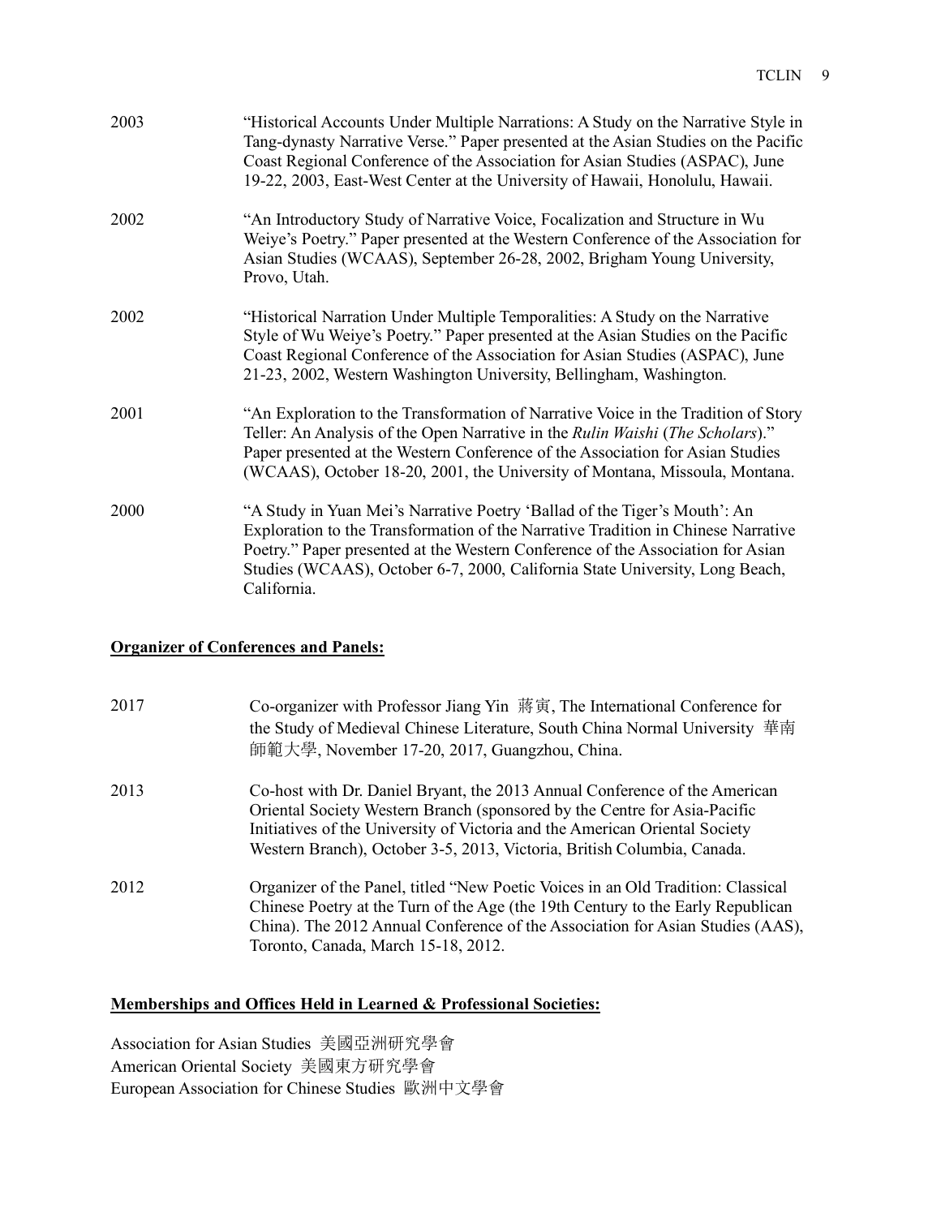2003 — "Historical Accounts Under Multiple Narrations: A Study on the Narrative Style in Tang-dynasty Narrative Verse." Paper presented at the Asian Studies on the Pacific Coast Regional Conference of the Association for Asian Studies (ASPAC), June 19-22, 2003, East-West Center at the University of Hawaii, Honolulu, Hawaii.

2002 — "An Introductory Study of Narrative Voice, Focalization and Structure in Wu Weiye's Poetry." Paper presented at the Western Conference of the Association for Asian Studies (WCAAS), September 26-28, 2002, Brigham Young University, Provo, Utah.

2002 — "Historical Narration Under Multiple Temporalities: A Study on the Narrative Style of Wu Weiye's Poetry." Paper presented at the Asian Studies on the Pacific Coast Regional Conference of the Association for Asian Studies (ASPAC), June 21-23, 2002, Western Washington University, Bellingham, Washington.

2001 — "An Exploration to the Transformation of Narrative Voice in the Tradition of Story Teller: An Analysis of the Open Narrative in the *Rulin Waishi* (*The Scholars*)." Paper presented at the Western Conference of the Association for Asian Studies (WCAAS), October 18-20, 2001, the University of Montana, Missoula, Montana.

2000 — "A Study in Yuan Mei's Narrative Poetry 'Ballad of the Tiger's Mouth': An Exploration to the Transformation of the Narrative Tradition in Chinese Narrative Poetry." Paper presented at the Western Conference of the Association for Asian Studies (WCAAS), October 6-7, 2000, California State University, Long Beach, California.

**Organizer of Conferences and Panels:**

2017 — Co-organizer with Professor Jiang Yin 蔣寅, The International Conference for the Study of Medieval Chinese Literature, South China Normal University 華南師範大學, November 17-20, 2017, Guangzhou, China.

2013 — Co-host with Dr. Daniel Bryant, the 2013 Annual Conference of the American Oriental Society Western Branch (sponsored by the Centre for Asia-Pacific Initiatives of the University of Victoria and the American Oriental Society Western Branch), October 3-5, 2013, Victoria, British Columbia, Canada.

2012 — Organizer of the Panel, titled "New Poetic Voices in an Old Tradition: Classical Chinese Poetry at the Turn of the Age (the 19th Century to the Early Republican China). The 2012 Annual Conference of the Association for Asian Studies (AAS), Toronto, Canada, March 15-18, 2012.

**Memberships and Offices Held in Learned & Professional Societies:**

Association for Asian Studies 美國亞洲研究學會
American Oriental Society 美國東方研究學會
European Association for Chinese Studies 歐洲中文學會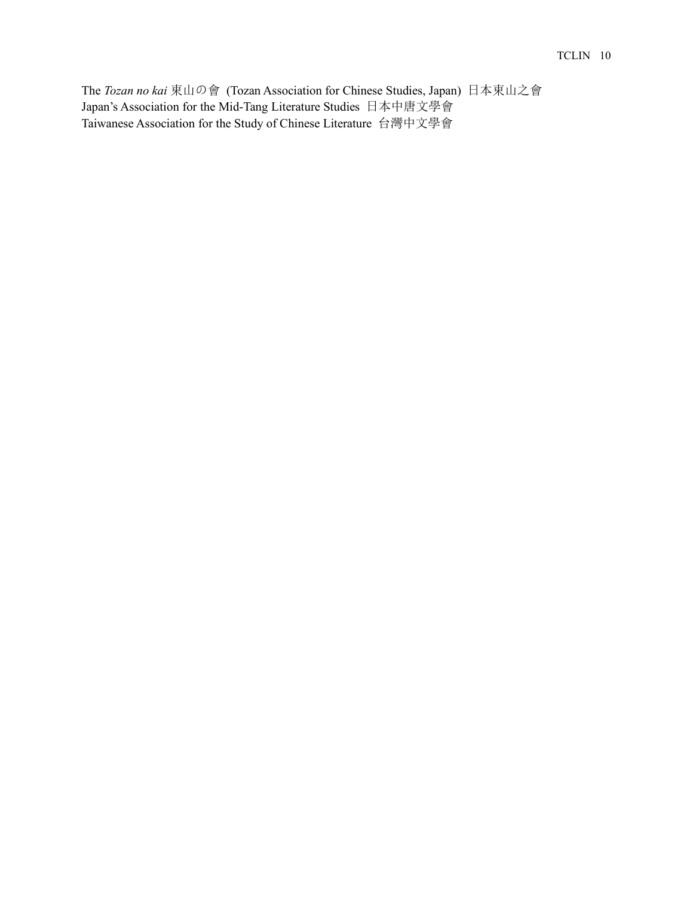The *Tozan no kai* 東山の會 (Tozan Association for Chinese Studies, Japan) 日本東山之會
Japan's Association for the Mid-Tang Literature Studies 日本中唐文學會
Taiwanese Association for the Study of Chinese Literature 台灣中文學會